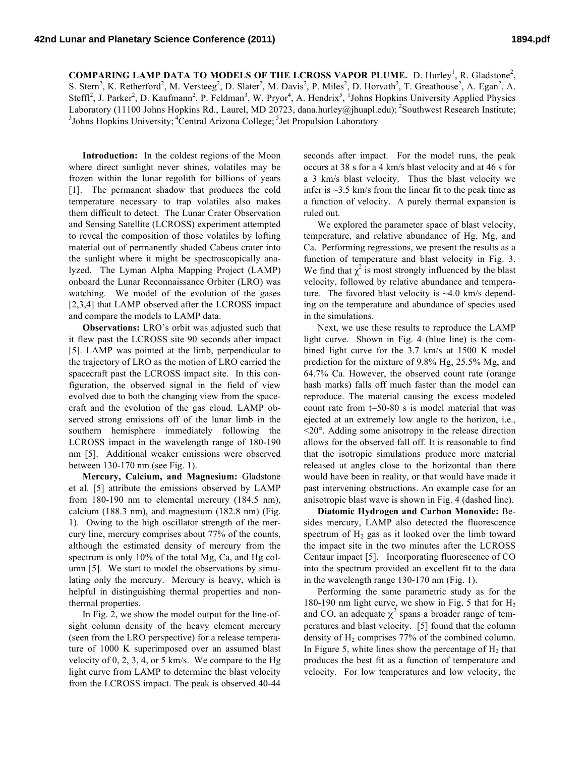**COMPARING LAMP DATA TO MODELS OF THE LCROSS VAPOR PLUME.** D. Hurley[1], R. Gladstone[2], S. Stern[2], K. Retherford[2], M. Versteeg[2], D. Slater[2], M. Davis[2], P. Miles[2], D. Horvath[2], T. Greathouse[2], A. Egan[2], A. Steffl[2], J. Parker[2], D. Kaufmann[2], P. Feldman[3], W. Pryor[4], A. Hendrix[5], [1]Johns Hopkins University Applied Physics Laboratory (11100 Johns Hopkins Rd., Laurel, MD 20723, dana.hurley@jhuapl.edu); [2]Southwest Research Institute; [3]Johns Hopkins University; [4]Central Arizona College; [5]Jet Propulsion Laboratory

**Introduction:** In the coldest regions of the Moon where direct sunlight never shines, volatiles may be frozen within the lunar regolith for billions of years [1]. The permanent shadow that produces the cold temperature necessary to trap volatiles also makes them difficult to detect. The Lunar Crater Observation and Sensing Satellite (LCROSS) experiment attempted to reveal the composition of those volatiles by lofting material out of permanently shaded Cabeus crater into the sunlight where it might be spectroscopically analyzed. The Lyman Alpha Mapping Project (LAMP) onboard the Lunar Reconnaissance Orbiter (LRO) was watching. We model of the evolution of the gases [2,3,4] that LAMP observed after the LCROSS impact and compare the models to LAMP data.

**Observations:** LRO's orbit was adjusted such that it flew past the LCROSS site 90 seconds after impact [5]. LAMP was pointed at the limb, perpendicular to the trajectory of LRO as the motion of LRO carried the spacecraft past the LCROSS impact site. In this configuration, the observed signal in the field of view evolved due to both the changing view from the spacecraft and the evolution of the gas cloud. LAMP observed strong emissions off of the lunar limb in the southern hemisphere immediately following the LCROSS impact in the wavelength range of 180-190 nm [5]. Additional weaker emissions were observed between 130-170 nm (see Fig. 1).

**Mercury, Calcium, and Magnesium:** Gladstone et al. [5] attribute the emissions observed by LAMP from 180-190 nm to elemental mercury (184.5 nm), calcium (188.3 nm), and magnesium (182.8 nm) (Fig. 1). Owing to the high oscillator strength of the mercury line, mercury comprises about 77% of the counts, although the estimated density of mercury from the spectrum is only 10% of the total Mg, Ca, and Hg column [5]. We start to model the observations by simulating only the mercury. Mercury is heavy, which is helpful in distinguishing thermal properties and nonthermal properties.

In Fig. 2, we show the model output for the line-of-sight column density of the heavy element mercury (seen from the LRO perspective) for a release temperature of 1000 K superimposed over an assumed blast velocity of 0, 2, 3, 4, or 5 km/s. We compare to the Hg light curve from LAMP to determine the blast velocity from the LCROSS impact. The peak is observed 40-44 seconds after impact. For the model runs, the peak occurs at 38 s for a 4 km/s blast velocity and at 46 s for a 3 km/s blast velocity. Thus the blast velocity we infer is ~3.5 km/s from the linear fit to the peak time as a function of velocity. A purely thermal expansion is ruled out.

We explored the parameter space of blast velocity, temperature, and relative abundance of Hg, Mg, and Ca. Performing regressions, we present the results as a function of temperature and blast velocity in Fig. 3. We find that $\chi^2$ is most strongly influenced by the blast velocity, followed by relative abundance and temperature. The favored blast velocity is ~4.0 km/s depending on the temperature and abundance of species used in the simulations.

Next, we use these results to reproduce the LAMP light curve. Shown in Fig. 4 (blue line) is the combined light curve for the 3.7 km/s at 1500 K model prediction for the mixture of 9.8% Hg, 25.5% Mg, and 64.7% Ca. However, the observed count rate (orange hash marks) falls off much faster than the model can reproduce. The material causing the excess modeled count rate from t=50-80 s is model material that was ejected at an extremely low angle to the horizon, i.e., <20°. Adding some anisotropy in the release direction allows for the observed fall off. It is reasonable to find that the isotropic simulations produce more material released at angles close to the horizontal than there would have been in reality, or that would have made it past intervening obstructions. An example case for an anisotropic blast wave is shown in Fig. 4 (dashed line).

**Diatomic Hydrogen and Carbon Monoxide:** Besides mercury, LAMP also detected the fluorescence spectrum of $H_2$ gas as it looked over the limb toward the impact site in the two minutes after the LCROSS Centaur impact [5]. Incorporating fluorescence of CO into the spectrum provided an excellent fit to the data in the wavelength range 130-170 nm (Fig. 1).

Performing the same parametric study as for the 180-190 nm light curve, we show in Fig. 5 that for $H_2$ and CO, an adequate $\chi^2$ spans a broader range of temperatures and blast velocity. [5] found that the column density of $H_2$ comprises 77% of the combined column. In Figure 5, white lines show the percentage of $H_2$ that produces the best fit as a function of temperature and velocity. For low temperatures and low velocity, the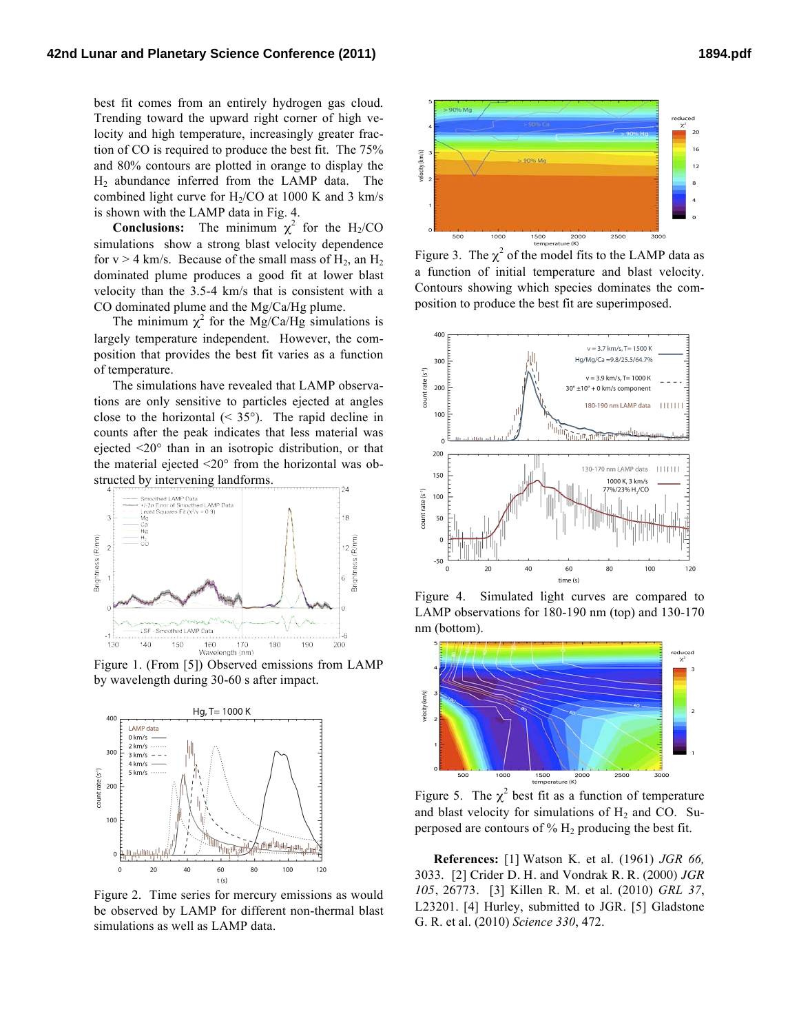best fit comes from an entirely hydrogen gas cloud. Trending toward the upward right corner of high velocity and high temperature, increasingly greater fraction of CO is required to produce the best fit. The 75% and 80% contours are plotted in orange to display the $H_2$ abundance inferred from the LAMP data. The combined light curve for $H_2$/CO at 1000 K and 3 km/s is shown with the LAMP data in Fig. 4.

**Conclusions:** The minimum $\chi^2$ for the $H_2$/CO simulations show a strong blast velocity dependence for v > 4 km/s. Because of the small mass of $H_2$, an $H_2$ dominated plume produces a good fit at lower blast velocity than the 3.5-4 km/s that is consistent with a CO dominated plume and the Mg/Ca/Hg plume.

The minimum $\chi^2$ for the Mg/Ca/Hg simulations is largely temperature independent. However, the composition that provides the best fit varies as a function of temperature.

The simulations have revealed that LAMP observations are only sensitive to particles ejected at angles close to the horizontal (< 35°). The rapid decline in counts after the peak indicates that less material was ejected <20° than in an isotropic distribution, or that the material ejected <20° from the horizontal was obstructed by intervening landforms.

Smoothed LAMP Data
+/-2σ Error of Smoothed LAMP Data
Least Squares Fit ($\chi^2/\nu$ = 0.9)
Mg
Ca
Hg
$H_2$
CO
LSF - Smoothed LAMP Data
Brightness (R/nm)
Wavelength (nm)

Figure 1. (From [5]) Observed emissions from LAMP by wavelength during 30-60 s after impact.

Hg, T= 1000 K
LAMP data
0 km/s
2 km/s
3 km/s
4 km/s
5 km/s
count rate (s⁻¹)
t (s)

Figure 2. Time series for mercury emissions as would be observed by LAMP for different non-thermal blast simulations as well as LAMP data.

> 90% Mg
> 90% Ca
> 90% Hg
> 90% Mg
reduced $\chi^2$
velocity (km/s)
temperature (K)

Figure 3. The $\chi^2$ of the model fits to the LAMP data as a function of initial temperature and blast velocity. Contours showing which species dominates the composition to produce the best fit are superimposed.

v = 3.7 km/s, T= 1500 K
Hg/Mg/Ca =9.8/25.5/64.7%
v = 3.9 km/s, T= 1000 K
30° ±10° + 0 km/s component
180-190 nm LAMP data
130-170 nm LAMP data
1000 K, 3 km/s
77%/23% $H_2$/CO
count rate (s⁻¹)
time (s)

Figure 4. Simulated light curves are compared to LAMP observations for 180-190 nm (top) and 130-170 nm (bottom).

reduced $\chi^2$
velocity (km/s)
temperature (K)

Figure 5. The $\chi^2$ best fit as a function of temperature and blast velocity for simulations of $H_2$ and CO. Superposed are contours of % $H_2$ producing the best fit.

**References:** [1] Watson K. et al. (1961) *JGR 66*, 3033. [2] Crider D. H. and Vondrak R. R. (2000) *JGR 105*, 26773. [3] Killen R. M. et al. (2010) *GRL 37*, L23201. [4] Hurley, submitted to JGR. [5] Gladstone G. R. et al. (2010) *Science 330*, 472.